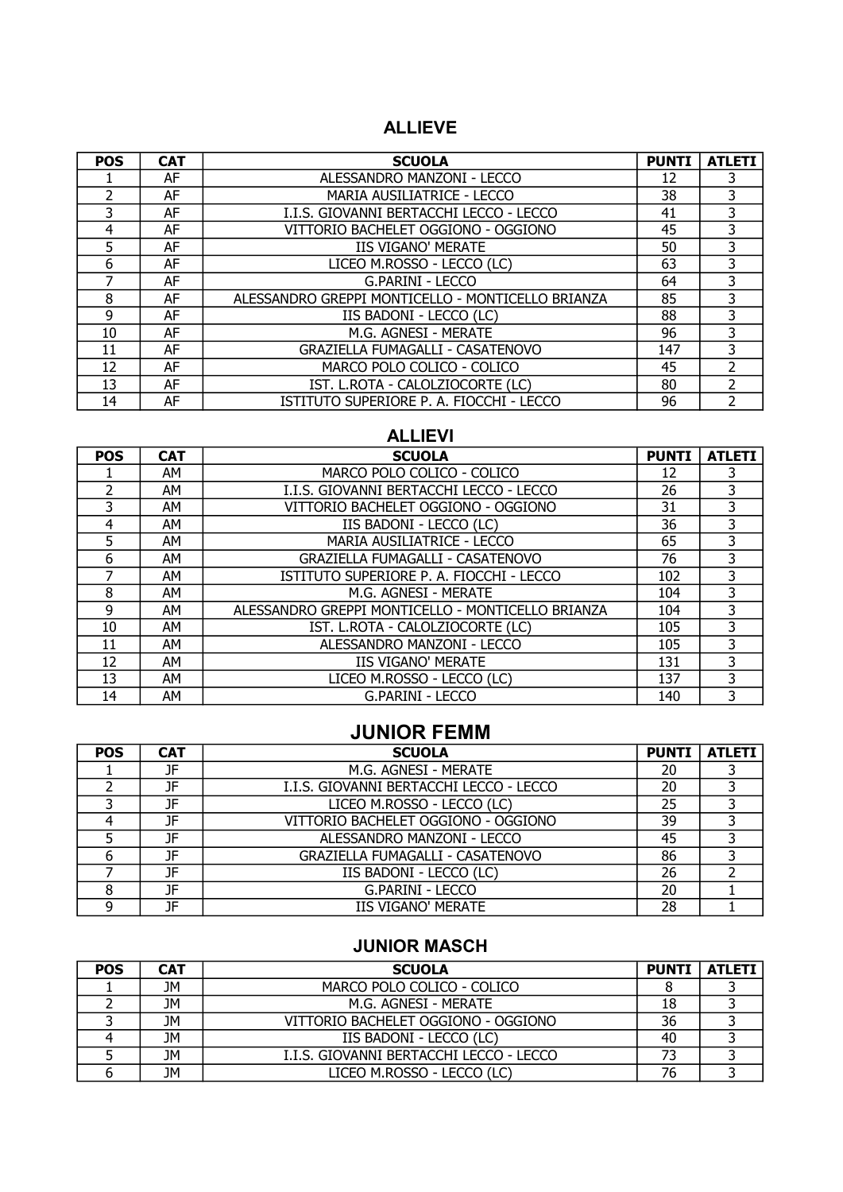## ALLIEVE

| POS | CAT | SCUOLA | PUNTI | ATLETI |
|---|---|---|---|---|
| 1 | AF | ALESSANDRO MANZONI - LECCO | 12 | 3 |
| 2 | AF | MARIA AUSILIATRICE - LECCO | 38 | 3 |
| 3 | AF | I.I.S. GIOVANNI BERTACCHI LECCO - LECCO | 41 | 3 |
| 4 | AF | VITTORIO BACHELET OGGIONO - OGGIONO | 45 | 3 |
| 5 | AF | IIS VIGANO' MERATE | 50 | 3 |
| 6 | AF | LICEO M.ROSSO - LECCO (LC) | 63 | 3 |
| 7 | AF | G.PARINI - LECCO | 64 | 3 |
| 8 | AF | ALESSANDRO GREPPI MONTICELLO - MONTICELLO BRIANZA | 85 | 3 |
| 9 | AF | IIS BADONI - LECCO (LC) | 88 | 3 |
| 10 | AF | M.G. AGNESI - MERATE | 96 | 3 |
| 11 | AF | GRAZIELLA FUMAGALLI - CASATENOVO | 147 | 3 |
| 12 | AF | MARCO POLO COLICO - COLICO | 45 | 2 |
| 13 | AF | IST. L.ROTA - CALOLZIOCORTE (LC) | 80 | 2 |
| 14 | AF | ISTITUTO SUPERIORE P. A. FIOCCHI - LECCO | 96 | 2 |

## ALLIEVI

| POS | CAT | SCUOLA | PUNTI | ATLETI |
|---|---|---|---|---|
| 1 | AM | MARCO POLO COLICO - COLICO | 12 | 3 |
| 2 | AM | I.I.S. GIOVANNI BERTACCHI LECCO - LECCO | 26 | 3 |
| 3 | AM | VITTORIO BACHELET OGGIONO - OGGIONO | 31 | 3 |
| 4 | AM | IIS BADONI - LECCO (LC) | 36 | 3 |
| 5 | AM | MARIA AUSILIATRICE - LECCO | 65 | 3 |
| 6 | AM | GRAZIELLA FUMAGALLI - CASATENOVO | 76 | 3 |
| 7 | AM | ISTITUTO SUPERIORE P. A. FIOCCHI - LECCO | 102 | 3 |
| 8 | AM | M.G. AGNESI - MERATE | 104 | 3 |
| 9 | AM | ALESSANDRO GREPPI MONTICELLO - MONTICELLO BRIANZA | 104 | 3 |
| 10 | AM | IST. L.ROTA - CALOLZIOCORTE (LC) | 105 | 3 |
| 11 | AM | ALESSANDRO MANZONI - LECCO | 105 | 3 |
| 12 | AM | IIS VIGANO' MERATE | 131 | 3 |
| 13 | AM | LICEO M.ROSSO - LECCO (LC) | 137 | 3 |
| 14 | AM | G.PARINI - LECCO | 140 | 3 |

## JUNIOR FEMM

| POS | CAT | SCUOLA | PUNTI | ATLETI |
|---|---|---|---|---|
| 1 | JF | M.G. AGNESI - MERATE | 20 | 3 |
| 2 | JF | I.I.S. GIOVANNI BERTACCHI LECCO - LECCO | 20 | 3 |
| 3 | JF | LICEO M.ROSSO - LECCO (LC) | 25 | 3 |
| 4 | JF | VITTORIO BACHELET OGGIONO - OGGIONO | 39 | 3 |
| 5 | JF | ALESSANDRO MANZONI - LECCO | 45 | 3 |
| 6 | JF | GRAZIELLA FUMAGALLI - CASATENOVO | 86 | 3 |
| 7 | JF | IIS BADONI - LECCO (LC) | 26 | 2 |
| 8 | JF | G.PARINI - LECCO | 20 | 1 |
| 9 | JF | IIS VIGANO' MERATE | 28 | 1 |

## JUNIOR MASCH

| POS | CAT | SCUOLA | PUNTI | ATLETI |
|---|---|---|---|---|
| 1 | JM | MARCO POLO COLICO - COLICO | 8 | 3 |
| 2 | JM | M.G. AGNESI - MERATE | 18 | 3 |
| 3 | JM | VITTORIO BACHELET OGGIONO - OGGIONO | 36 | 3 |
| 4 | JM | IIS BADONI - LECCO (LC) | 40 | 3 |
| 5 | JM | I.I.S. GIOVANNI BERTACCHI LECCO - LECCO | 73 | 3 |
| 6 | JM | LICEO M.ROSSO - LECCO (LC) | 76 | 3 |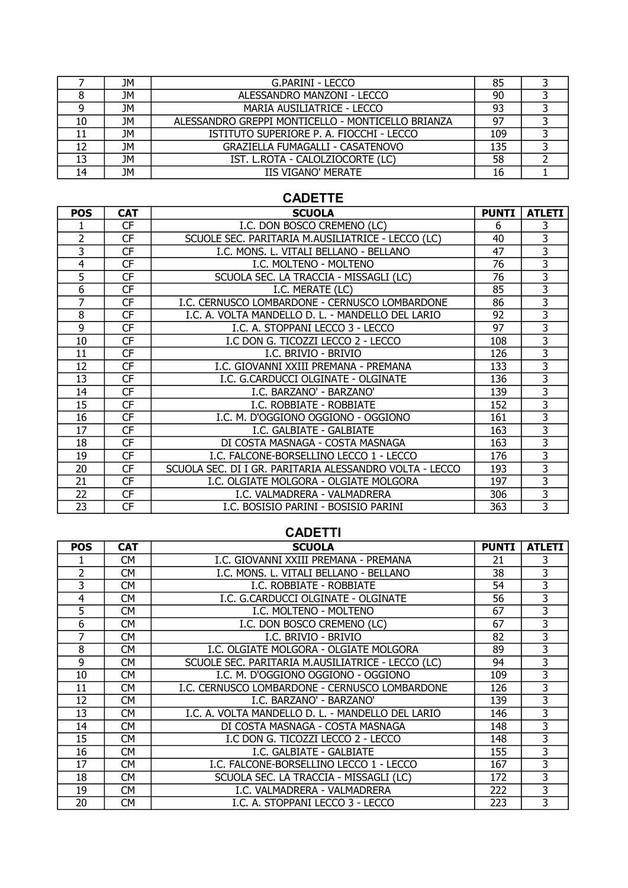| 7 | JM | G.PARINI - LECCO | 85 | 3 |
|---|---|---|---|---|
| 8 | JM | ALESSANDRO MANZONI - LECCO | 90 | 3 |
| 9 | JM | MARIA AUSILIATRICE - LECCO | 93 | 3 |
| 10 | JM | ALESSANDRO GREPPI MONTICELLO - MONTICELLO BRIANZA | 97 | 3 |
| 11 | JM | ISTITUTO SUPERIORE P. A. FIOCCHI - LECCO | 109 | 3 |
| 12 | JM | GRAZIELLA FUMAGALLI - CASATENOVO | 135 | 3 |
| 13 | JM | IST. L.ROTA - CALOLZIOCORTE (LC) | 58 | 2 |
| 14 | JM | IIS VIGANO' MERATE | 16 | 1 |

## CADETTE

| POS | CAT | SCUOLA | PUNTI | ATLETI |
|---|---|---|---|---|
| 1 | CF | I.C. DON BOSCO CREMENO (LC) | 6 | 3 |
| 2 | CF | SCUOLE SEC. PARITARIA M.AUSILIATRICE - LECCO (LC) | 40 | 3 |
| 3 | CF | I.C. MONS. L. VITALI BELLANO - BELLANO | 47 | 3 |
| 4 | CF | I.C. MOLTENO - MOLTENO | 76 | 3 |
| 5 | CF | SCUOLA SEC. LA TRACCIA - MISSAGLI (LC) | 76 | 3 |
| 6 | CF | I.C. MERATE (LC) | 85 | 3 |
| 7 | CF | I.C. CERNUSCO LOMBARDONE - CERNUSCO LOMBARDONE | 86 | 3 |
| 8 | CF | I.C. A. VOLTA MANDELLO D. L. - MANDELLO DEL LARIO | 92 | 3 |
| 9 | CF | I.C. A. STOPPANI LECCO 3 - LECCO | 97 | 3 |
| 10 | CF | I.C DON G. TICOZZI LECCO 2 - LECCO | 108 | 3 |
| 11 | CF | I.C. BRIVIO - BRIVIO | 126 | 3 |
| 12 | CF | I.C. GIOVANNI XXIII PREMANA - PREMANA | 133 | 3 |
| 13 | CF | I.C. G.CARDUCCI OLGINATE - OLGINATE | 136 | 3 |
| 14 | CF | I.C. BARZANO' - BARZANO' | 139 | 3 |
| 15 | CF | I.C. ROBBIATE - ROBBIATE | 152 | 3 |
| 16 | CF | I.C. M. D'OGGIONO OGGIONO - OGGIONO | 161 | 3 |
| 17 | CF | I.C. GALBIATE - GALBIATE | 163 | 3 |
| 18 | CF | DI COSTA MASNAGA - COSTA MASNAGA | 163 | 3 |
| 19 | CF | I.C. FALCONE-BORSELLINO LECCO 1 - LECCO | 176 | 3 |
| 20 | CF | SCUOLA SEC. DI I GR. PARITARIA ALESSANDRO VOLTA - LECCO | 193 | 3 |
| 21 | CF | I.C. OLGIATE MOLGORA - OLGIATE MOLGORA | 197 | 3 |
| 22 | CF | I.C. VALMADRERA - VALMADRERA | 306 | 3 |
| 23 | CF | I.C. BOSISIO PARINI - BOSISIO PARINI | 363 | 3 |

## CADETTI

| POS | CAT | SCUOLA | PUNTI | ATLETI |
|---|---|---|---|---|
| 1 | CM | I.C. GIOVANNI XXIII PREMANA - PREMANA | 21 | 3 |
| 2 | CM | I.C. MONS. L. VITALI BELLANO - BELLANO | 38 | 3 |
| 3 | CM | I.C. ROBBIATE - ROBBIATE | 54 | 3 |
| 4 | CM | I.C. G.CARDUCCI OLGINATE - OLGINATE | 56 | 3 |
| 5 | CM | I.C. MOLTENO - MOLTENO | 67 | 3 |
| 6 | CM | I.C. DON BOSCO CREMENO (LC) | 67 | 3 |
| 7 | CM | I.C. BRIVIO - BRIVIO | 82 | 3 |
| 8 | CM | I.C. OLGIATE MOLGORA - OLGIATE MOLGORA | 89 | 3 |
| 9 | CM | SCUOLE SEC. PARITARIA M.AUSILIATRICE - LECCO (LC) | 94 | 3 |
| 10 | CM | I.C. M. D'OGGIONO OGGIONO - OGGIONO | 109 | 3 |
| 11 | CM | I.C. CERNUSCO LOMBARDONE - CERNUSCO LOMBARDONE | 126 | 3 |
| 12 | CM | I.C. BARZANO' - BARZANO' | 139 | 3 |
| 13 | CM | I.C. A. VOLTA MANDELLO D. L. - MANDELLO DEL LARIO | 146 | 3 |
| 14 | CM | DI COSTA MASNAGA - COSTA MASNAGA | 148 | 3 |
| 15 | CM | I.C DON G. TICOZZI LECCO 2 - LECCO | 148 | 3 |
| 16 | CM | I.C. GALBIATE - GALBIATE | 155 | 3 |
| 17 | CM | I.C. FALCONE-BORSELLINO LECCO 1 - LECCO | 167 | 3 |
| 18 | CM | SCUOLA SEC. LA TRACCIA - MISSAGLI (LC) | 172 | 3 |
| 19 | CM | I.C. VALMADRERA - VALMADRERA | 222 | 3 |
| 20 | CM | I.C. A. STOPPANI LECCO 3 - LECCO | 223 | 3 |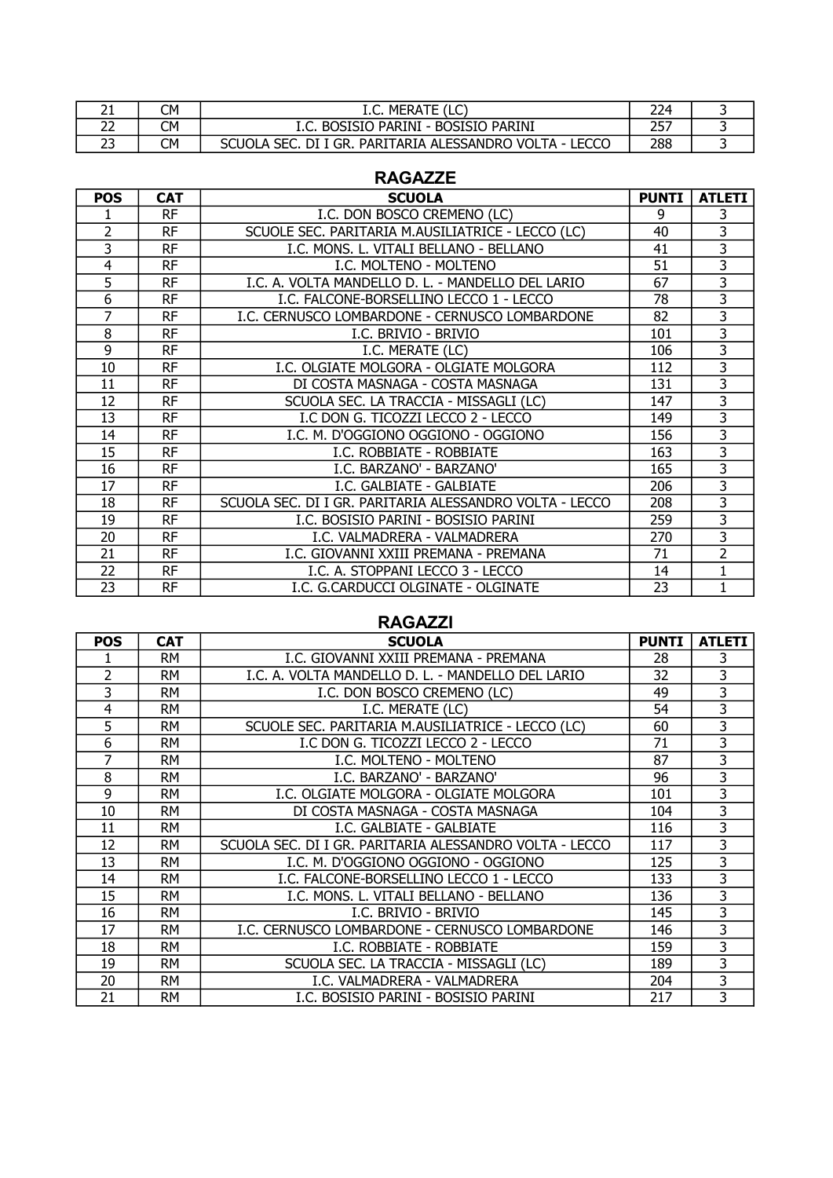| | | | | |
|---|---|---|---|---|
| 21 | CM | I.C. MERATE (LC) | 224 | 3 |
| 22 | CM | I.C. BOSISIO PARINI - BOSISIO PARINI | 257 | 3 |
| 23 | CM | SCUOLA SEC. DI I GR. PARITARIA ALESSANDRO VOLTA - LECCO | 288 | 3 |

## RAGAZZE

| POS | CAT | SCUOLA | PUNTI | ATLETI |
|---|---|---|---|---|
| 1 | RF | I.C. DON BOSCO CREMENO (LC) | 9 | 3 |
| 2 | RF | SCUOLE SEC. PARITARIA M.AUSILIATRICE - LECCO (LC) | 40 | 3 |
| 3 | RF | I.C. MONS. L. VITALI BELLANO - BELLANO | 41 | 3 |
| 4 | RF | I.C. MOLTENO - MOLTENO | 51 | 3 |
| 5 | RF | I.C. A. VOLTA MANDELLO D. L. - MANDELLO DEL LARIO | 67 | 3 |
| 6 | RF | I.C. FALCONE-BORSELLINO LECCO 1 - LECCO | 78 | 3 |
| 7 | RF | I.C. CERNUSCO LOMBARDONE - CERNUSCO LOMBARDONE | 82 | 3 |
| 8 | RF | I.C. BRIVIO - BRIVIO | 101 | 3 |
| 9 | RF | I.C. MERATE (LC) | 106 | 3 |
| 10 | RF | I.C. OLGIATE MOLGORA - OLGIATE MOLGORA | 112 | 3 |
| 11 | RF | DI COSTA MASNAGA - COSTA MASNAGA | 131 | 3 |
| 12 | RF | SCUOLA SEC. LA TRACCIA - MISSAGLI (LC) | 147 | 3 |
| 13 | RF | I.C DON G. TICOZZI LECCO 2 - LECCO | 149 | 3 |
| 14 | RF | I.C. M. D'OGGIONO OGGIONO - OGGIONO | 156 | 3 |
| 15 | RF | I.C. ROBBIATE - ROBBIATE | 163 | 3 |
| 16 | RF | I.C. BARZANO' - BARZANO' | 165 | 3 |
| 17 | RF | I.C. GALBIATE - GALBIATE | 206 | 3 |
| 18 | RF | SCUOLA SEC. DI I GR. PARITARIA ALESSANDRO VOLTA - LECCO | 208 | 3 |
| 19 | RF | I.C. BOSISIO PARINI - BOSISIO PARINI | 259 | 3 |
| 20 | RF | I.C. VALMADRERA - VALMADRERA | 270 | 3 |
| 21 | RF | I.C. GIOVANNI XXIII PREMANA - PREMANA | 71 | 2 |
| 22 | RF | I.C. A. STOPPANI LECCO 3 - LECCO | 14 | 1 |
| 23 | RF | I.C. G.CARDUCCI OLGINATE - OLGINATE | 23 | 1 |

## RAGAZZI

| POS | CAT | SCUOLA | PUNTI | ATLETI |
|---|---|---|---|---|
| 1 | RM | I.C. GIOVANNI XXIII PREMANA - PREMANA | 28 | 3 |
| 2 | RM | I.C. A. VOLTA MANDELLO D. L. - MANDELLO DEL LARIO | 32 | 3 |
| 3 | RM | I.C. DON BOSCO CREMENO (LC) | 49 | 3 |
| 4 | RM | I.C. MERATE (LC) | 54 | 3 |
| 5 | RM | SCUOLE SEC. PARITARIA M.AUSILIATRICE - LECCO (LC) | 60 | 3 |
| 6 | RM | I.C DON G. TICOZZI LECCO 2 - LECCO | 71 | 3 |
| 7 | RM | I.C. MOLTENO - MOLTENO | 87 | 3 |
| 8 | RM | I.C. BARZANO' - BARZANO' | 96 | 3 |
| 9 | RM | I.C. OLGIATE MOLGORA - OLGIATE MOLGORA | 101 | 3 |
| 10 | RM | DI COSTA MASNAGA - COSTA MASNAGA | 104 | 3 |
| 11 | RM | I.C. GALBIATE - GALBIATE | 116 | 3 |
| 12 | RM | SCUOLA SEC. DI I GR. PARITARIA ALESSANDRO VOLTA - LECCO | 117 | 3 |
| 13 | RM | I.C. M. D'OGGIONO OGGIONO - OGGIONO | 125 | 3 |
| 14 | RM | I.C. FALCONE-BORSELLINO LECCO 1 - LECCO | 133 | 3 |
| 15 | RM | I.C. MONS. L. VITALI BELLANO - BELLANO | 136 | 3 |
| 16 | RM | I.C. BRIVIO - BRIVIO | 145 | 3 |
| 17 | RM | I.C. CERNUSCO LOMBARDONE - CERNUSCO LOMBARDONE | 146 | 3 |
| 18 | RM | I.C. ROBBIATE - ROBBIATE | 159 | 3 |
| 19 | RM | SCUOLA SEC. LA TRACCIA - MISSAGLI (LC) | 189 | 3 |
| 20 | RM | I.C. VALMADRERA - VALMADRERA | 204 | 3 |
| 21 | RM | I.C. BOSISIO PARINI - BOSISIO PARINI | 217 | 3 |